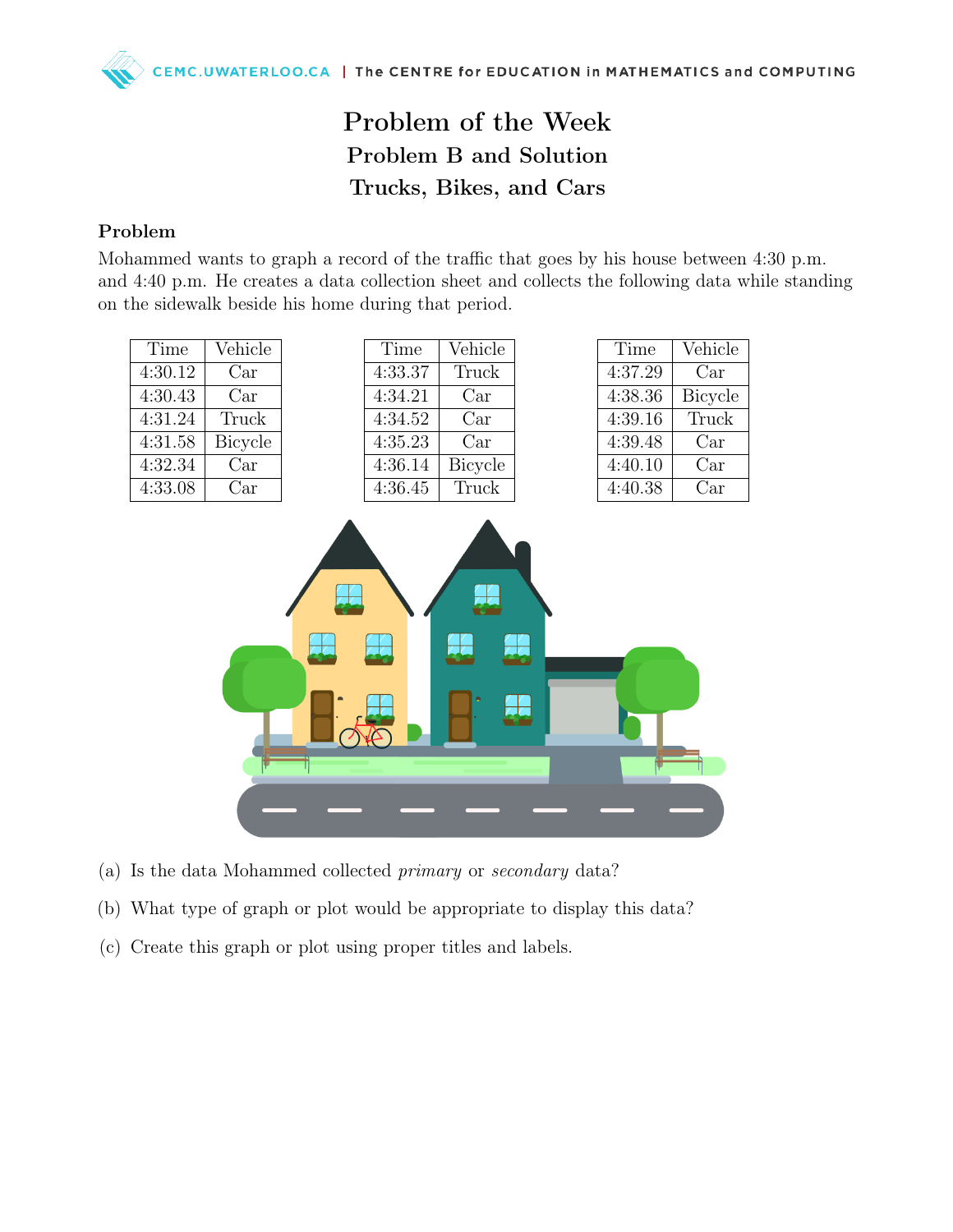# Problem of the Week

## Problem B and Solution

## Trucks, Bikes, and Cars

### Problem

Mohammed wants to graph a record of the traffic that goes by his house between 4:30 p.m. and 4:40 p.m. He creates a data collection sheet and collects the following data while standing on the sidewalk beside his home during that period.

| Time | Vehicle |
|---|---|
| 4:30.12 | Car |
| 4:30.43 | Car |
| 4:31.24 | Truck |
| 4:31.58 | Bicycle |
| 4:32.34 | Car |
| 4:33.08 | Car |

| Time | Vehicle |
|---|---|
| 4:33.37 | Truck |
| 4:34.21 | Car |
| 4:34.52 | Car |
| 4:35.23 | Car |
| 4:36.14 | Bicycle |
| 4:36.45 | Truck |

| Time | Vehicle |
|---|---|
| 4:37.29 | Car |
| 4:38.36 | Bicycle |
| 4:39.16 | Truck |
| 4:39.48 | Car |
| 4:40.10 | Car |
| 4:40.38 | Car |

(a) Is the data Mohammed collected *primary* or *secondary* data?

(b) What type of graph or plot would be appropriate to display this data?

(c) Create this graph or plot using proper titles and labels.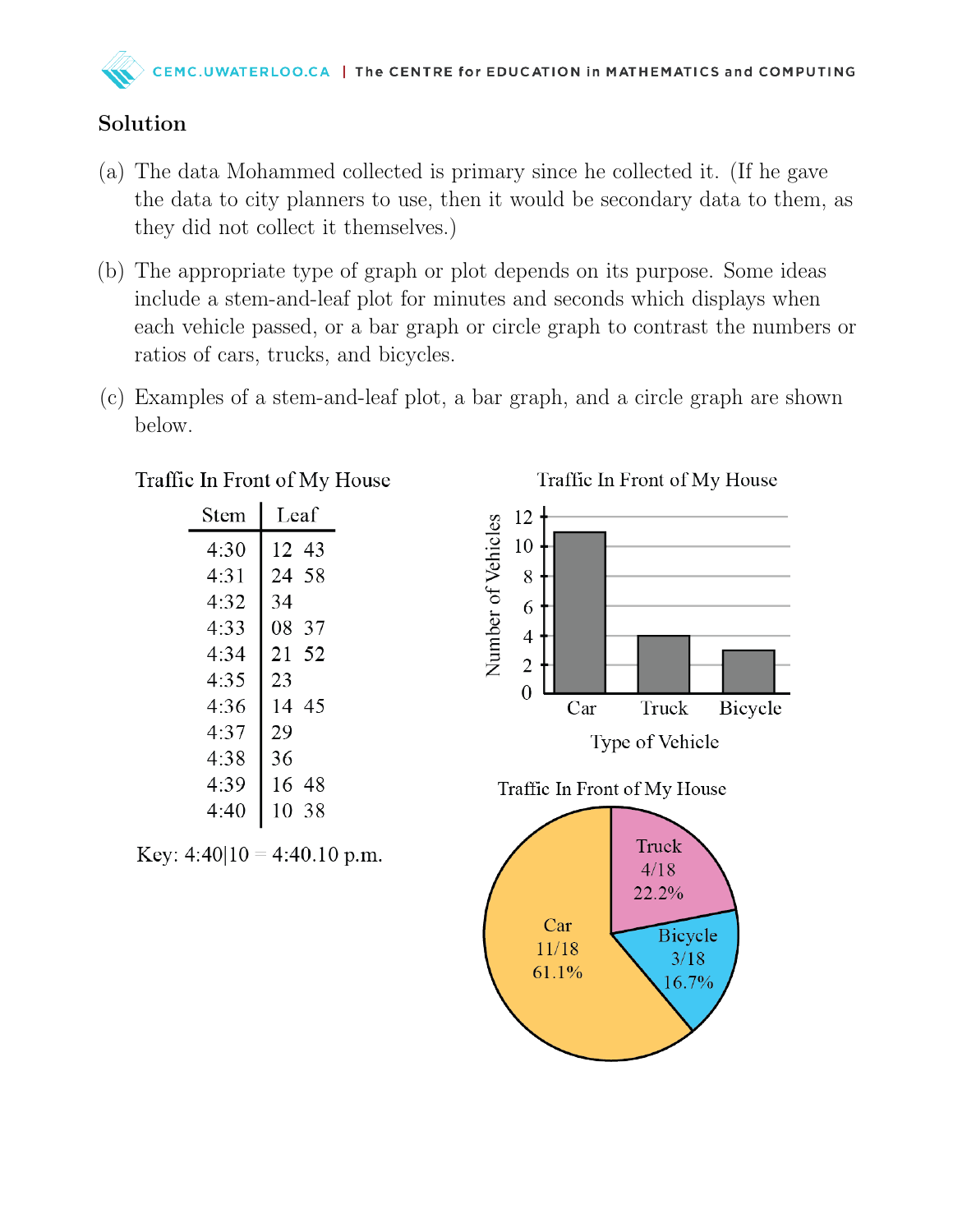## Solution

(a) The data Mohammed collected is primary since he collected it. (If he gave the data to city planners to use, then it would be secondary data to them, as they did not collect it themselves.)

(b) The appropriate type of graph or plot depends on its purpose. Some ideas include a stem-and-leaf plot for minutes and seconds which displays when each vehicle passed, or a bar graph or circle graph to contrast the numbers or ratios of cars, trucks, and bicycles.

(c) Examples of a stem-and-leaf plot, a bar graph, and a circle graph are shown below.

Traffic In Front of My House

| Stem | Leaf |
|---|---|
| 4:30 | 12 43 |
| 4:31 | 24 58 |
| 4:32 | 34 |
| 4:33 | 08 37 |
| 4:34 | 21 52 |
| 4:35 | 23 |
| 4:36 | 14 45 |
| 4:37 | 29 |
| 4:38 | 36 |
| 4:39 | 16 48 |
| 4:40 | 10 38 |

Key: 4:40|10 = 4:40.10 p.m.

Traffic In Front of My House

Number of Vehicles

0
2
4
6
8
10
12

Car
Truck
Bicycle

Type of Vehicle

Traffic In Front of My House

Truck
4/18
22.2%

Bicycle
3/18
16.7%

Car
11/18
61.1%